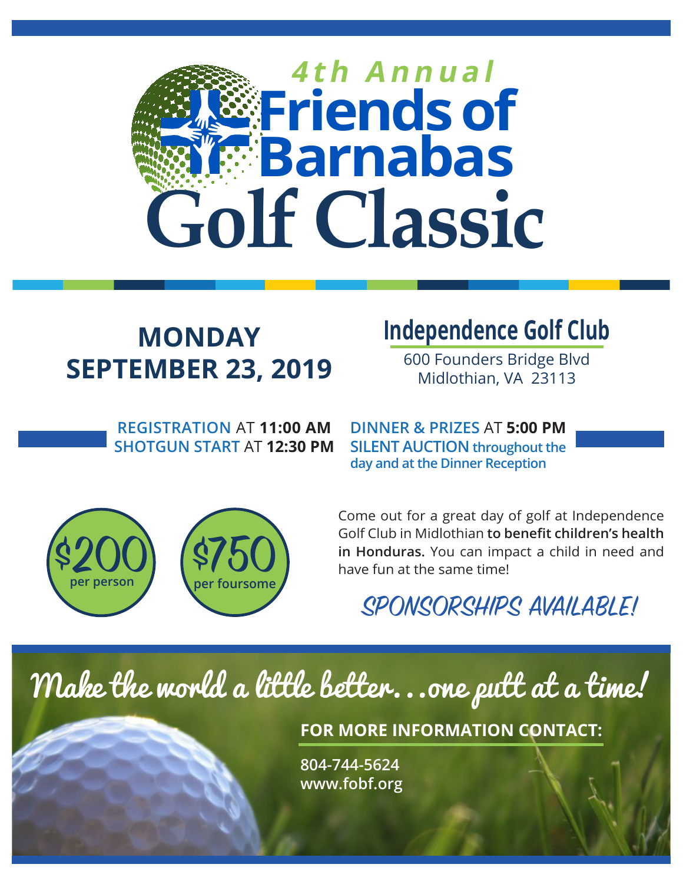# 4th Annual Friends of Barnabas Golf Classic

## MONDAY SEPTEMBER 23, 2019

## Independence Golf Club

600 Founders Bridge Blvd
Midlothian, VA 23113

**REGISTRATION** AT **11:00 AM**
**SHOTGUN START** AT **12:30 PM**

**DINNER & PRIZES** AT **5:00 PM**
**SILENT AUCTION throughout the day and at the Dinner Reception**

**$200** per person

**$750** per foursome

Come out for a great day of golf at Independence Golf Club in Midlothian **to benefit children's health in Honduras.** You can impact a child in need and have fun at the same time!

*SPONSORSHIPS AVAILABLE!*

*Make the world a little better...one putt at a time!*

**FOR MORE INFORMATION CONTACT:**

**804-744-5624**
**www.fobf.org**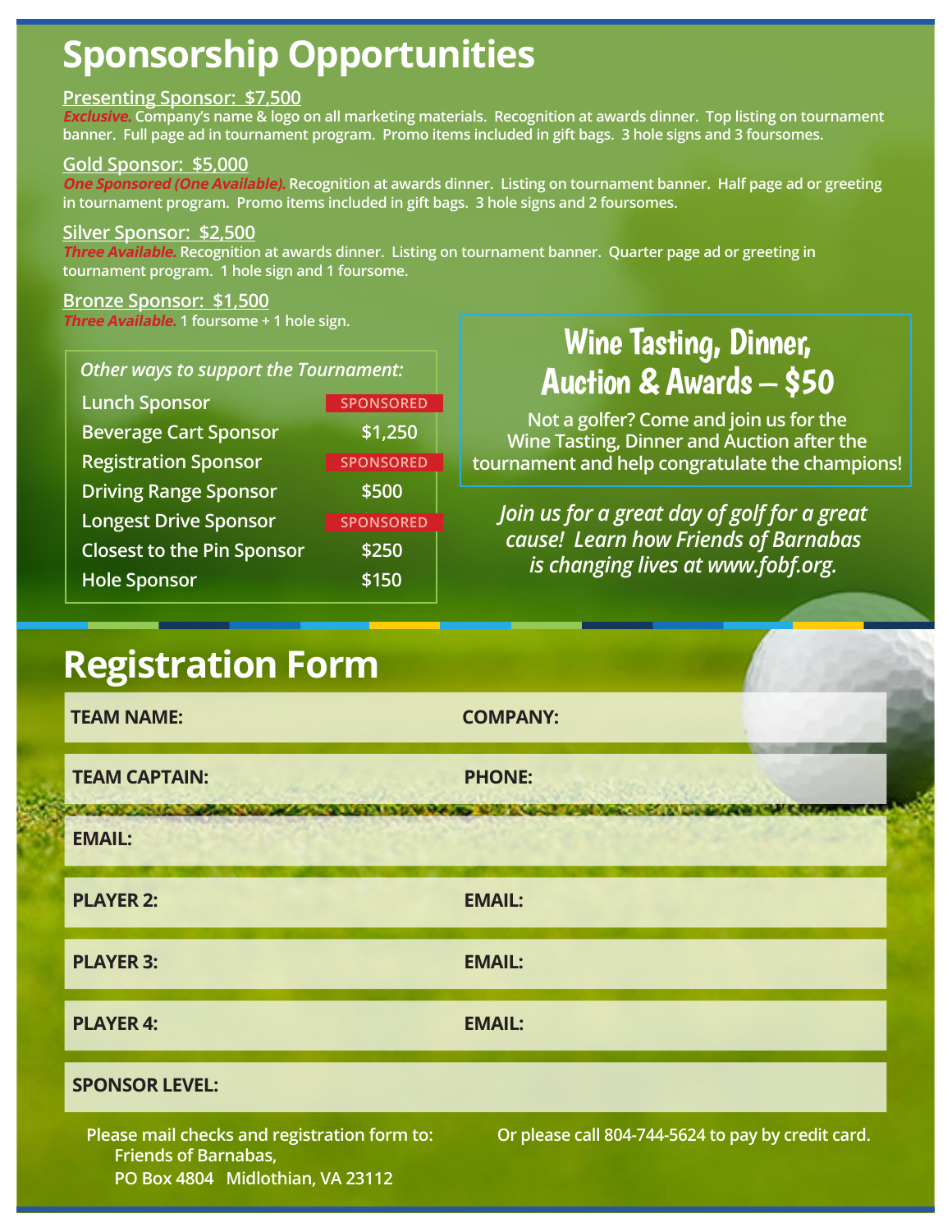# Sponsorship Opportunities

**Presenting Sponsor: $7,500**
*Exclusive.* Company's name & logo on all marketing materials. Recognition at awards dinner. Top listing on tournament banner. Full page ad in tournament program. Promo items included in gift bags. 3 hole signs and 3 foursomes.

**Gold Sponsor: $5,000**
*One Sponsored (One Available).* Recognition at awards dinner. Listing on tournament banner. Half page ad or greeting in tournament program. Promo items included in gift bags. 3 hole signs and 2 foursomes.

**Silver Sponsor: $2,500**
*Three Available.* Recognition at awards dinner. Listing on tournament banner. Quarter page ad or greeting in tournament program. 1 hole sign and 1 foursome.

**Bronze Sponsor: $1,500**
*Three Available.* 1 foursome + 1 hole sign.

*Other ways to support the Tournament:*

| | |
|---|---|
| Lunch Sponsor | SPONSORED |
| Beverage Cart Sponsor | $1,250 |
| Registration Sponsor | SPONSORED |
| Driving Range Sponsor | $500 |
| Longest Drive Sponsor | SPONSORED |
| Closest to the Pin Sponsor | $250 |
| Hole Sponsor | $150 |

## Wine Tasting, Dinner, Auction & Awards – $50

Not a golfer? Come and join us for the Wine Tasting, Dinner and Auction after the tournament and help congratulate the champions!

*Join us for a great day of golf for a great cause! Learn how Friends of Barnabas is changing lives at www.fobf.org.*

# Registration Form

**TEAM NAME:** **COMPANY:**

**TEAM CAPTAIN:** **PHONE:**

**EMAIL:**

**PLAYER 2:** **EMAIL:**

**PLAYER 3:** **EMAIL:**

**PLAYER 4:** **EMAIL:**

**SPONSOR LEVEL:**

Please mail checks and registration form to:
Friends of Barnabas,
PO Box 4804 Midlothian, VA 23112

Or please call 804-744-5624 to pay by credit card.